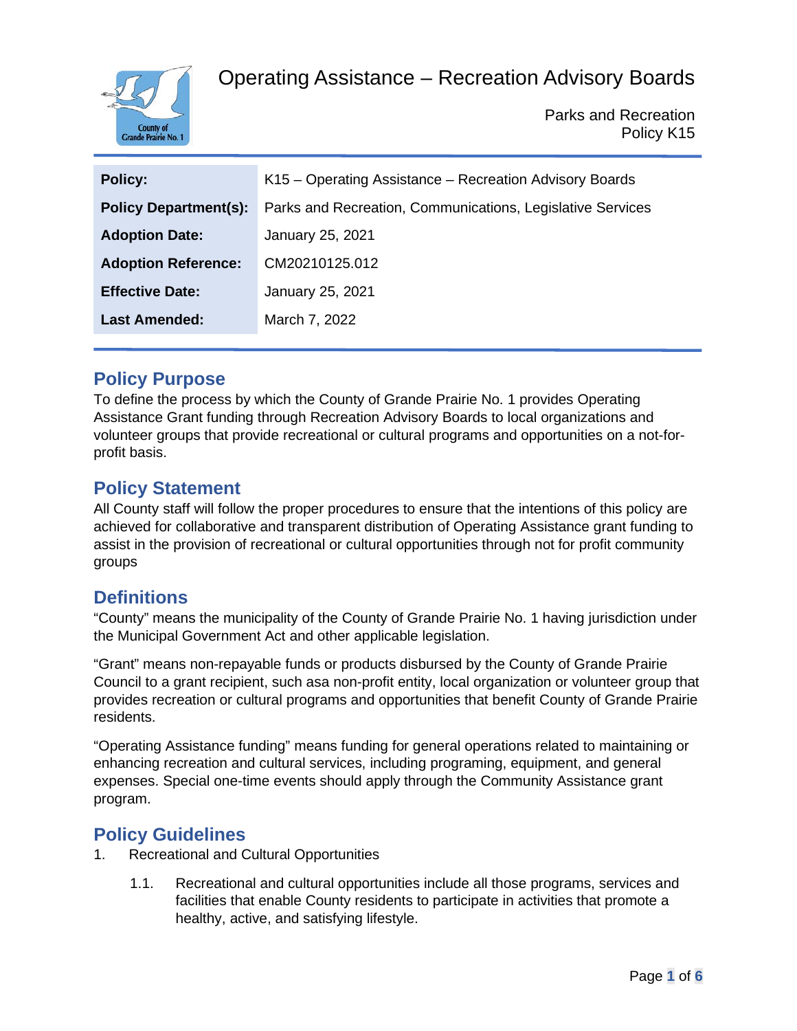# Operating Assistance – Recreation Advisory Boards

Parks and Recreation
Policy K15

| **Policy:** | K15 – Operating Assistance – Recreation Advisory Boards |
|---|---|
| **Policy Department(s):** | Parks and Recreation, Communications, Legislative Services |
| **Adoption Date:** | January 25, 2021 |
| **Adoption Reference:** | CM20210125.012 |
| **Effective Date:** | January 25, 2021 |
| **Last Amended:** | March 7, 2022 |

## Policy Purpose

To define the process by which the County of Grande Prairie No. 1 provides Operating Assistance Grant funding through Recreation Advisory Boards to local organizations and volunteer groups that provide recreational or cultural programs and opportunities on a not-for-profit basis.

## Policy Statement

All County staff will follow the proper procedures to ensure that the intentions of this policy are achieved for collaborative and transparent distribution of Operating Assistance grant funding to assist in the provision of recreational or cultural opportunities through not for profit community groups

## Definitions

"County" means the municipality of the County of Grande Prairie No. 1 having jurisdiction under the Municipal Government Act and other applicable legislation.

"Grant" means non-repayable funds or products disbursed by the County of Grande Prairie Council to a grant recipient, such asa non-profit entity, local organization or volunteer group that provides recreation or cultural programs and opportunities that benefit County of Grande Prairie residents.

"Operating Assistance funding" means funding for general operations related to maintaining or enhancing recreation and cultural services, including programing, equipment, and general expenses. Special one-time events should apply through the Community Assistance grant program.

## Policy Guidelines

1. Recreational and Cultural Opportunities

   1.1. Recreational and cultural opportunities include all those programs, services and facilities that enable County residents to participate in activities that promote a healthy, active, and satisfying lifestyle.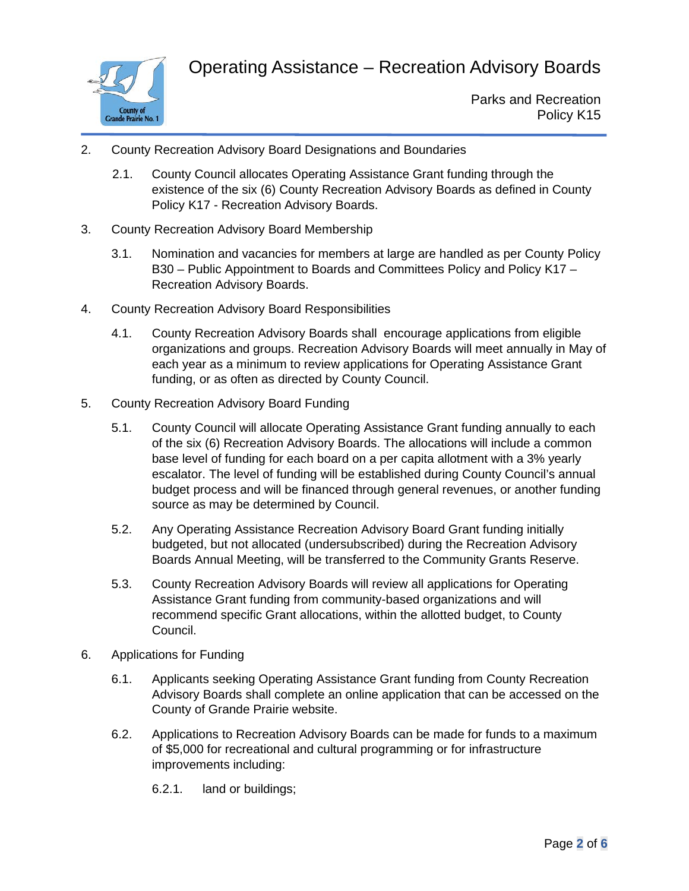2. County Recreation Advisory Board Designations and Boundaries

   2.1. County Council allocates Operating Assistance Grant funding through the existence of the six (6) County Recreation Advisory Boards as defined in County Policy K17 - Recreation Advisory Boards.

3. County Recreation Advisory Board Membership

   3.1. Nomination and vacancies for members at large are handled as per County Policy B30 – Public Appointment to Boards and Committees Policy and Policy K17 – Recreation Advisory Boards.

4. County Recreation Advisory Board Responsibilities

   4.1. County Recreation Advisory Boards shall encourage applications from eligible organizations and groups. Recreation Advisory Boards will meet annually in May of each year as a minimum to review applications for Operating Assistance Grant funding, or as often as directed by County Council.

5. County Recreation Advisory Board Funding

   5.1. County Council will allocate Operating Assistance Grant funding annually to each of the six (6) Recreation Advisory Boards. The allocations will include a common base level of funding for each board on a per capita allotment with a 3% yearly escalator. The level of funding will be established during County Council's annual budget process and will be financed through general revenues, or another funding source as may be determined by Council.

   5.2. Any Operating Assistance Recreation Advisory Board Grant funding initially budgeted, but not allocated (undersubscribed) during the Recreation Advisory Boards Annual Meeting, will be transferred to the Community Grants Reserve.

   5.3. County Recreation Advisory Boards will review all applications for Operating Assistance Grant funding from community-based organizations and will recommend specific Grant allocations, within the allotted budget, to County Council.

6. Applications for Funding

   6.1. Applicants seeking Operating Assistance Grant funding from County Recreation Advisory Boards shall complete an online application that can be accessed on the County of Grande Prairie website.

   6.2. Applications to Recreation Advisory Boards can be made for funds to a maximum of $5,000 for recreational and cultural programming or for infrastructure improvements including:

      6.2.1. land or buildings;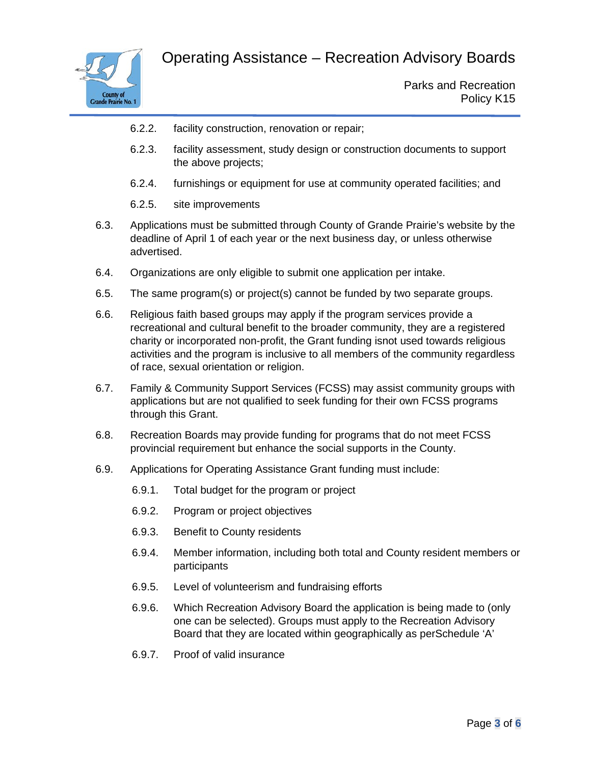6.2.2. facility construction, renovation or repair;

6.2.3. facility assessment, study design or construction documents to support the above projects;

6.2.4. furnishings or equipment for use at community operated facilities; and

6.2.5. site improvements

6.3. Applications must be submitted through County of Grande Prairie's website by the deadline of April 1 of each year or the next business day, or unless otherwise advertised.

6.4. Organizations are only eligible to submit one application per intake.

6.5. The same program(s) or project(s) cannot be funded by two separate groups.

6.6. Religious faith based groups may apply if the program services provide a recreational and cultural benefit to the broader community, they are a registered charity or incorporated non-profit, the Grant funding isnot used towards religious activities and the program is inclusive to all members of the community regardless of race, sexual orientation or religion.

6.7. Family & Community Support Services (FCSS) may assist community groups with applications but are not qualified to seek funding for their own FCSS programs through this Grant.

6.8. Recreation Boards may provide funding for programs that do not meet FCSS provincial requirement but enhance the social supports in the County.

6.9. Applications for Operating Assistance Grant funding must include:

6.9.1. Total budget for the program or project

6.9.2. Program or project objectives

6.9.3. Benefit to County residents

6.9.4. Member information, including both total and County resident members or participants

6.9.5. Level of volunteerism and fundraising efforts

6.9.6. Which Recreation Advisory Board the application is being made to (only one can be selected). Groups must apply to the Recreation Advisory Board that they are located within geographically as perSchedule 'A'

6.9.7. Proof of valid insurance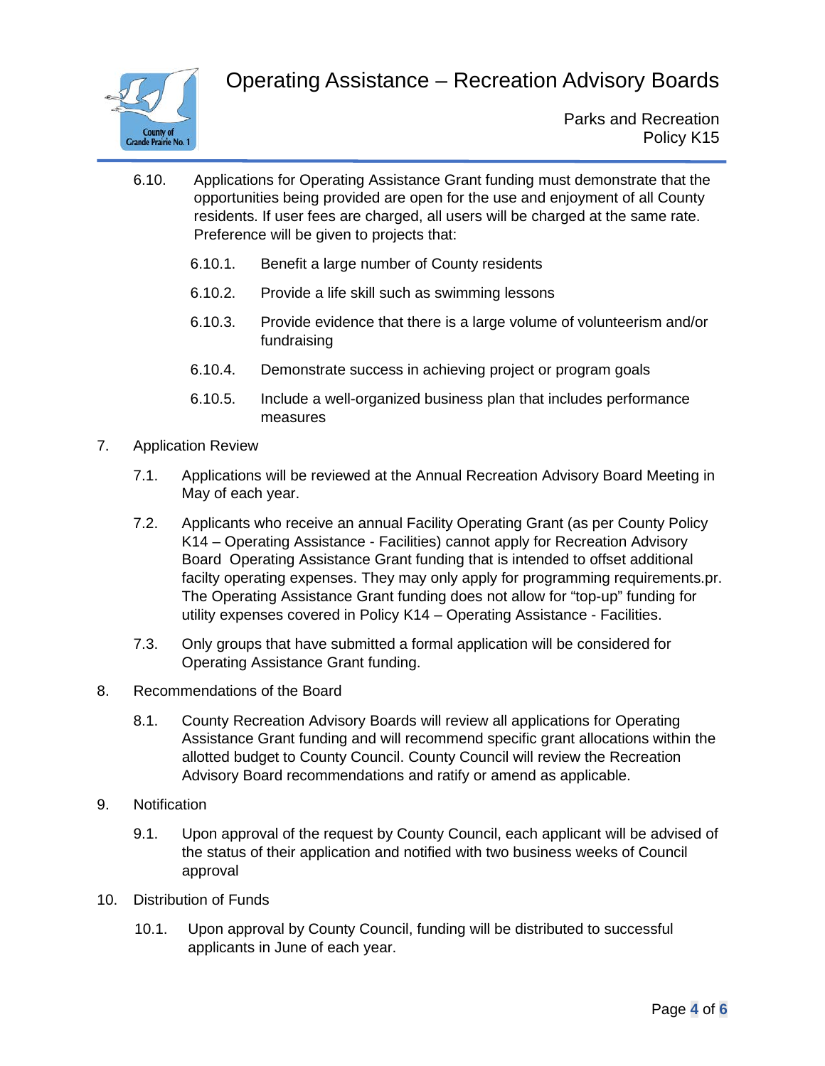6.10. Applications for Operating Assistance Grant funding must demonstrate that the opportunities being provided are open for the use and enjoyment of all County residents. If user fees are charged, all users will be charged at the same rate. Preference will be given to projects that:

6.10.1. Benefit a large number of County residents

6.10.2. Provide a life skill such as swimming lessons

6.10.3. Provide evidence that there is a large volume of volunteerism and/or fundraising

6.10.4. Demonstrate success in achieving project or program goals

6.10.5. Include a well-organized business plan that includes performance measures

7. Application Review

7.1. Applications will be reviewed at the Annual Recreation Advisory Board Meeting in May of each year.

7.2. Applicants who receive an annual Facility Operating Grant (as per County Policy K14 – Operating Assistance - Facilities) cannot apply for Recreation Advisory Board Operating Assistance Grant funding that is intended to offset additional facilty operating expenses. They may only apply for programming requirements.pr. The Operating Assistance Grant funding does not allow for "top-up" funding for utility expenses covered in Policy K14 – Operating Assistance - Facilities.

7.3. Only groups that have submitted a formal application will be considered for Operating Assistance Grant funding.

8. Recommendations of the Board

8.1. County Recreation Advisory Boards will review all applications for Operating Assistance Grant funding and will recommend specific grant allocations within the allotted budget to County Council. County Council will review the Recreation Advisory Board recommendations and ratify or amend as applicable.

9. Notification

9.1. Upon approval of the request by County Council, each applicant will be advised of the status of their application and notified with two business weeks of Council approval

10. Distribution of Funds

10.1. Upon approval by County Council, funding will be distributed to successful applicants in June of each year.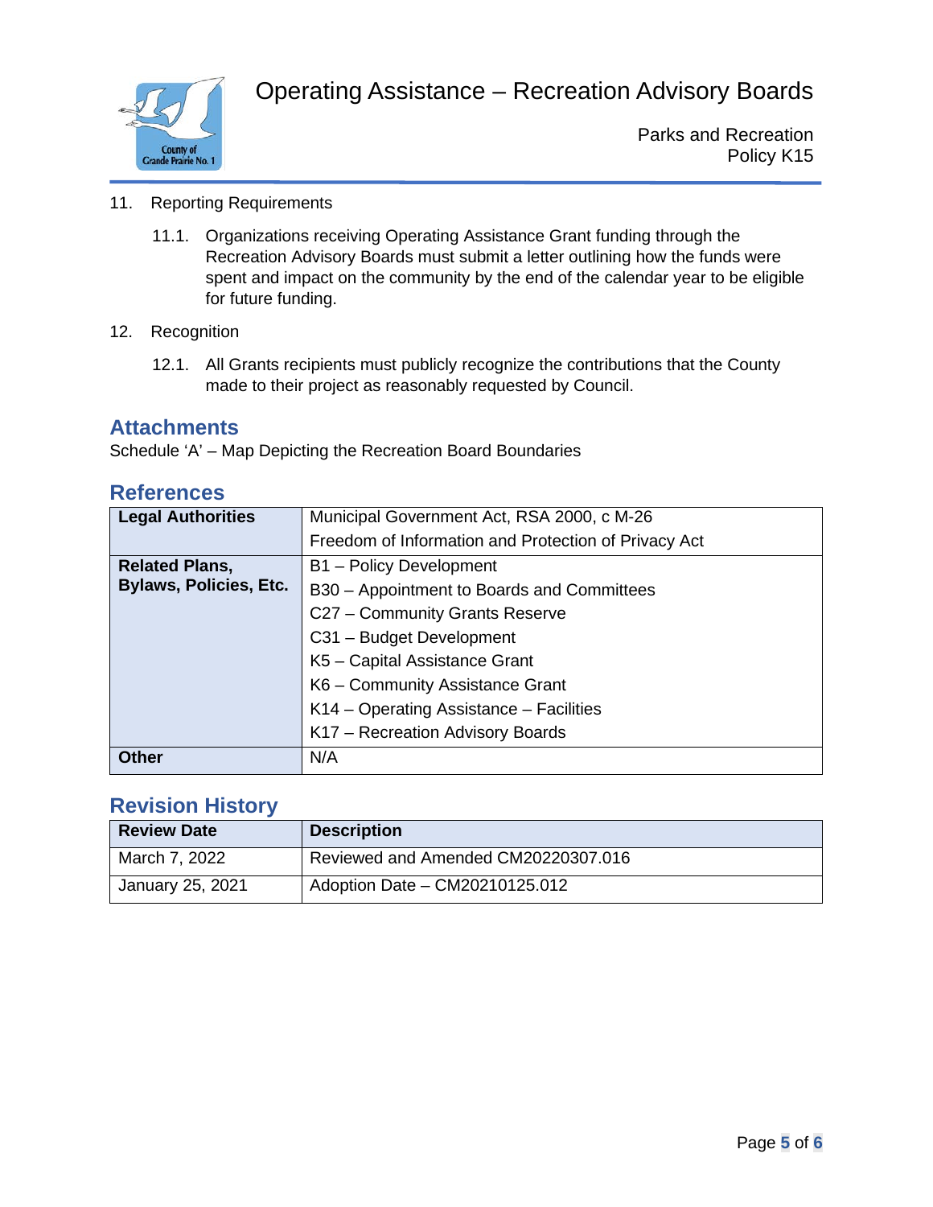11. Reporting Requirements

    11.1. Organizations receiving Operating Assistance Grant funding through the Recreation Advisory Boards must submit a letter outlining how the funds were spent and impact on the community by the end of the calendar year to be eligible for future funding.

12. Recognition

    12.1. All Grants recipients must publicly recognize the contributions that the County made to their project as reasonably requested by Council.

## Attachments

Schedule 'A' – Map Depicting the Recreation Board Boundaries

## References

| | |
|---|---|
| **Legal Authorities** | Municipal Government Act, RSA 2000, c M-26<br>Freedom of Information and Protection of Privacy Act |
| **Related Plans, Bylaws, Policies, Etc.** | B1 – Policy Development<br>B30 – Appointment to Boards and Committees<br>C27 – Community Grants Reserve<br>C31 – Budget Development<br>K5 – Capital Assistance Grant<br>K6 – Community Assistance Grant<br>K14 – Operating Assistance – Facilities<br>K17 – Recreation Advisory Boards |
| **Other** | N/A |

## Revision History

| Review Date | Description |
|---|---|
| March 7, 2022 | Reviewed and Amended CM20220307.016 |
| January 25, 2021 | Adoption Date – CM20210125.012 |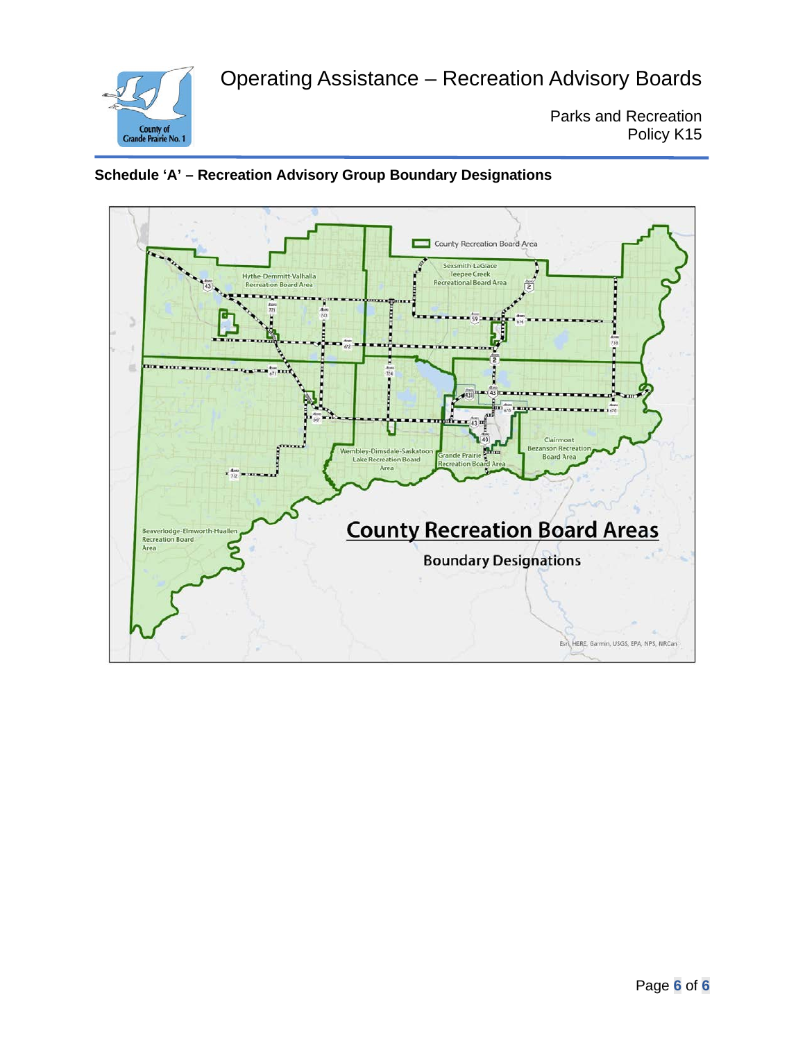## Schedule 'A' – Recreation Advisory Group Boundary Designations

County Recreation Board Area

Sexsmith-LaGlace Teepee Creek Recreational Board Area

Hythe-Demmitt-Valhalla Recreation Board Area

Wembley-Dimsdale-Saskatoon Lake Recreation Board Area

Grande Prairie Recreation Board Area

Clairmont Bezanson Recreation Board Area

Beaverlodge-Elmworth-Huallen Recreation Board Area

**County Recreation Board Areas**

**Boundary Designations**

Esri, HERE, Garmin, USGS, EPA, NPS, NRCan